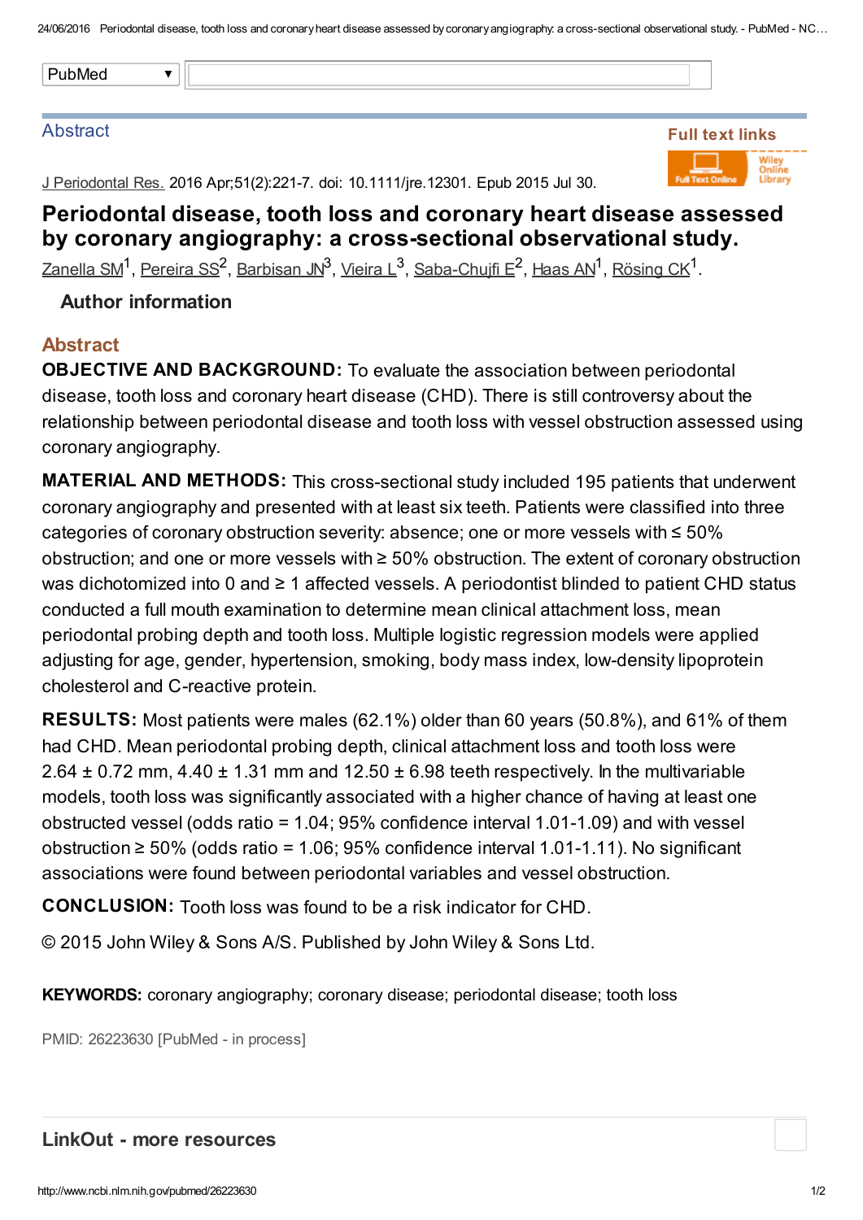## Abstract

J Periodontal Res. 2016 Apr;51(2):221-7. doi: 10.1111/jre.12301. Epub 2015 Jul 30.

# Periodontal disease, tooth loss and coronary heart disease assessed by coronary angiography: a cross-sectional observational study.

Zanella SM[1], Pereira SS[2], Barbisan JN[3], Vieira L[3], Saba-Chujfi E[2], Haas AN[1], Rösing CK[1].

### Author information

## Abstract

**OBJECTIVE AND BACKGROUND:** To evaluate the association between periodontal disease, tooth loss and coronary heart disease (CHD). There is still controversy about the relationship between periodontal disease and tooth loss with vessel obstruction assessed using coronary angiography.

**MATERIAL AND METHODS:** This cross-sectional study included 195 patients that underwent coronary angiography and presented with at least six teeth. Patients were classified into three categories of coronary obstruction severity: absence; one or more vessels with ≤ 50% obstruction; and one or more vessels with ≥ 50% obstruction. The extent of coronary obstruction was dichotomized into 0 and ≥ 1 affected vessels. A periodontist blinded to patient CHD status conducted a full mouth examination to determine mean clinical attachment loss, mean periodontal probing depth and tooth loss. Multiple logistic regression models were applied adjusting for age, gender, hypertension, smoking, body mass index, low-density lipoprotein cholesterol and C-reactive protein.

**RESULTS:** Most patients were males (62.1%) older than 60 years (50.8%), and 61% of them had CHD. Mean periodontal probing depth, clinical attachment loss and tooth loss were 2.64 ± 0.72 mm, 4.40 ± 1.31 mm and 12.50 ± 6.98 teeth respectively. In the multivariable models, tooth loss was significantly associated with a higher chance of having at least one obstructed vessel (odds ratio = 1.04; 95% confidence interval 1.01-1.09) and with vessel obstruction ≥ 50% (odds ratio = 1.06; 95% confidence interval 1.01-1.11). No significant associations were found between periodontal variables and vessel obstruction.

**CONCLUSION:** Tooth loss was found to be a risk indicator for CHD.

© 2015 John Wiley & Sons A/S. Published by John Wiley & Sons Ltd.

**KEYWORDS:** coronary angiography; coronary disease; periodontal disease; tooth loss

PMID: 26223630 [PubMed - in process]

## LinkOut - more resources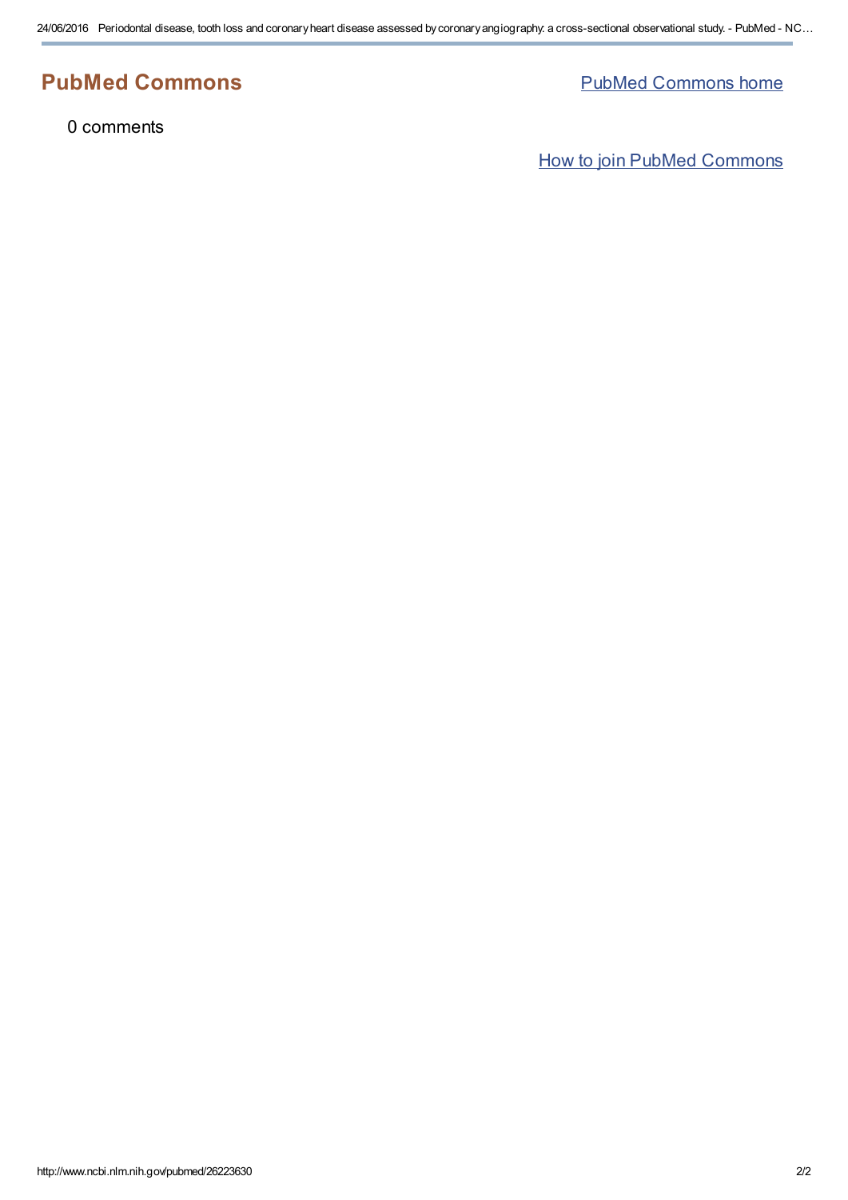## PubMed Commons

[PubMed Commons home](#)

0 comments

[How to join PubMed Commons](#)